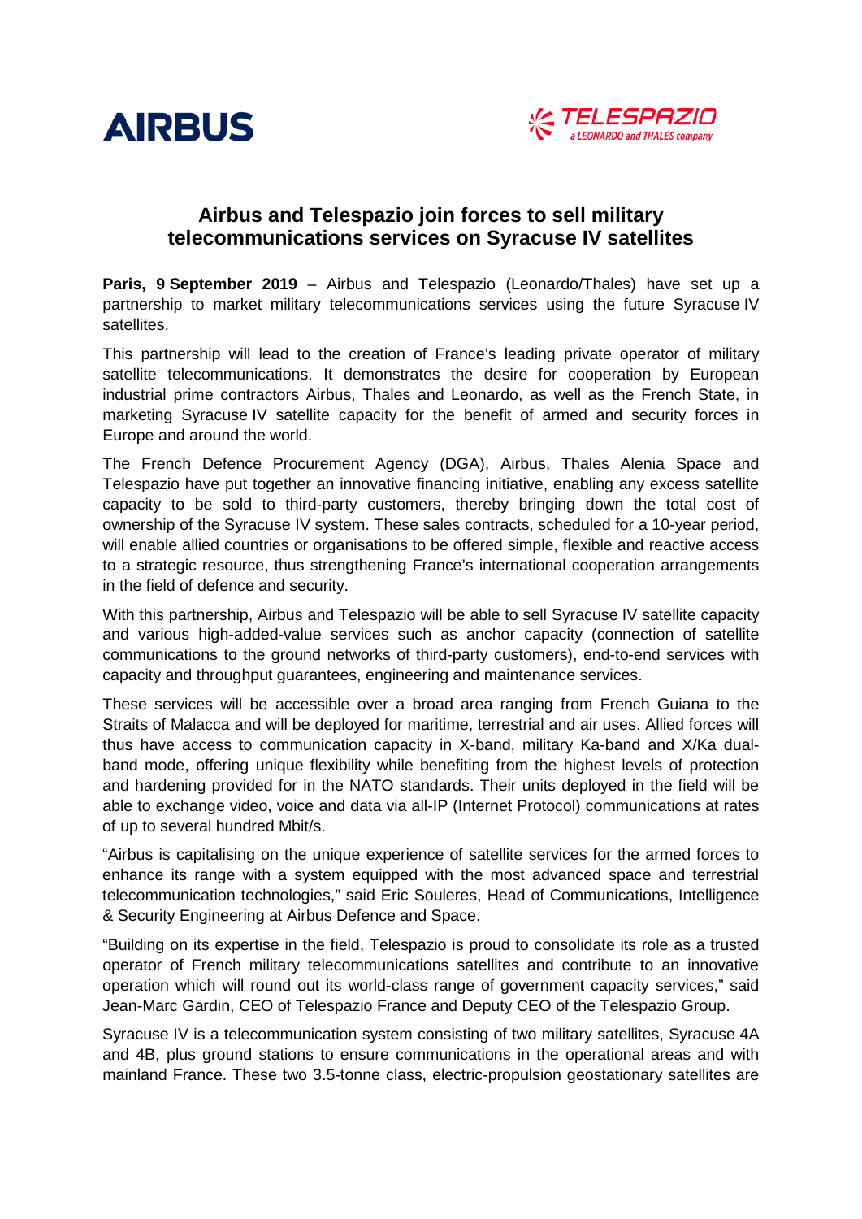AIRBUS

TELESPAZIO
a LEONARDO and THALES company

# Airbus and Telespazio join forces to sell military telecommunications services on Syracuse IV satellites

**Paris, 9 September 2019** – Airbus and Telespazio (Leonardo/Thales) have set up a partnership to market military telecommunications services using the future Syracuse IV satellites.

This partnership will lead to the creation of France's leading private operator of military satellite telecommunications. It demonstrates the desire for cooperation by European industrial prime contractors Airbus, Thales and Leonardo, as well as the French State, in marketing Syracuse IV satellite capacity for the benefit of armed and security forces in Europe and around the world.

The French Defence Procurement Agency (DGA), Airbus, Thales Alenia Space and Telespazio have put together an innovative financing initiative, enabling any excess satellite capacity to be sold to third-party customers, thereby bringing down the total cost of ownership of the Syracuse IV system. These sales contracts, scheduled for a 10-year period, will enable allied countries or organisations to be offered simple, flexible and reactive access to a strategic resource, thus strengthening France's international cooperation arrangements in the field of defence and security.

With this partnership, Airbus and Telespazio will be able to sell Syracuse IV satellite capacity and various high-added-value services such as anchor capacity (connection of satellite communications to the ground networks of third-party customers), end-to-end services with capacity and throughput guarantees, engineering and maintenance services.

These services will be accessible over a broad area ranging from French Guiana to the Straits of Malacca and will be deployed for maritime, terrestrial and air uses. Allied forces will thus have access to communication capacity in X-band, military Ka-band and X/Ka dual-band mode, offering unique flexibility while benefiting from the highest levels of protection and hardening provided for in the NATO standards. Their units deployed in the field will be able to exchange video, voice and data via all-IP (Internet Protocol) communications at rates of up to several hundred Mbit/s.

"Airbus is capitalising on the unique experience of satellite services for the armed forces to enhance its range with a system equipped with the most advanced space and terrestrial telecommunication technologies," said Eric Souleres, Head of Communications, Intelligence & Security Engineering at Airbus Defence and Space.

"Building on its expertise in the field, Telespazio is proud to consolidate its role as a trusted operator of French military telecommunications satellites and contribute to an innovative operation which will round out its world-class range of government capacity services," said Jean-Marc Gardin, CEO of Telespazio France and Deputy CEO of the Telespazio Group.

Syracuse IV is a telecommunication system consisting of two military satellites, Syracuse 4A and 4B, plus ground stations to ensure communications in the operational areas and with mainland France. These two 3.5-tonne class, electric-propulsion geostationary satellites are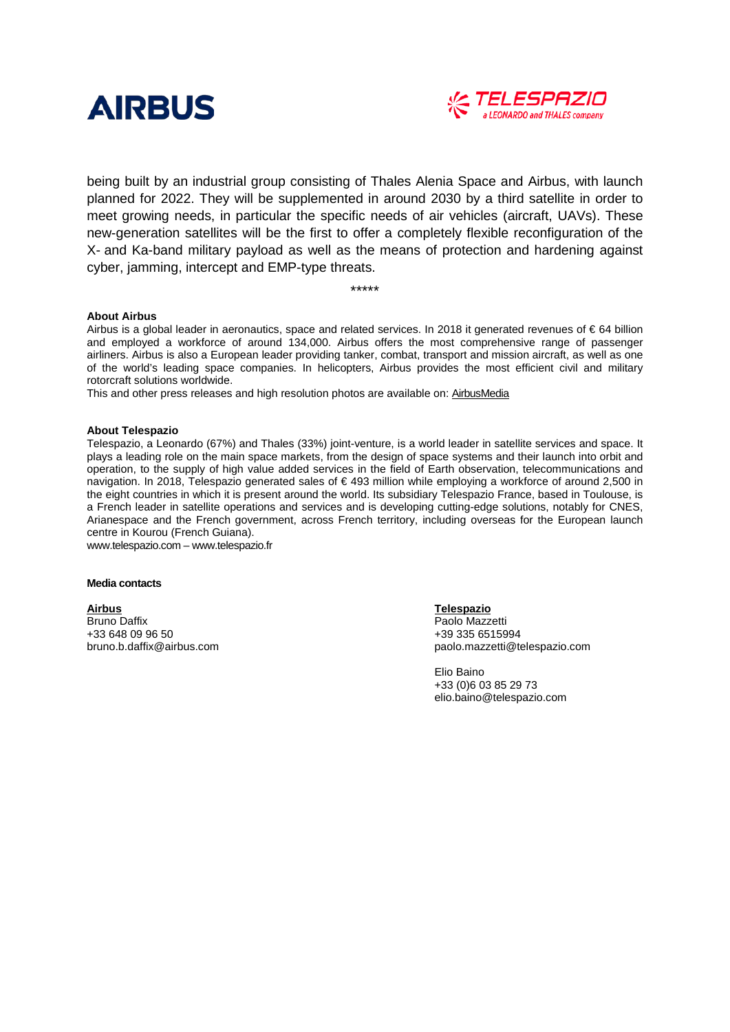being built by an industrial group consisting of Thales Alenia Space and Airbus, with launch planned for 2022. They will be supplemented in around 2030 by a third satellite in order to meet growing needs, in particular the specific needs of air vehicles (aircraft, UAVs). These new-generation satellites will be the first to offer a completely flexible reconfiguration of the X- and Ka-band military payload as well as the means of protection and hardening against cyber, jamming, intercept and EMP-type threats.

*****

**About Airbus**

Airbus is a global leader in aeronautics, space and related services. In 2018 it generated revenues of € 64 billion and employed a workforce of around 134,000. Airbus offers the most comprehensive range of passenger airliners. Airbus is also a European leader providing tanker, combat, transport and mission aircraft, as well as one of the world's leading space companies. In helicopters, Airbus provides the most efficient civil and military rotorcraft solutions worldwide.

This and other press releases and high resolution photos are available on: AirbusMedia

**About Telespazio**

Telespazio, a Leonardo (67%) and Thales (33%) joint-venture, is a world leader in satellite services and space. It plays a leading role on the main space markets, from the design of space systems and their launch into orbit and operation, to the supply of high value added services in the field of Earth observation, telecommunications and navigation. In 2018, Telespazio generated sales of € 493 million while employing a workforce of around 2,500 in the eight countries in which it is present around the world. Its subsidiary Telespazio France, based in Toulouse, is a French leader in satellite operations and services and is developing cutting-edge solutions, notably for CNES, Arianespace and the French government, across French territory, including overseas for the European launch centre in Kourou (French Guiana).

www.telespazio.com – www.telespazio.fr

**Media contacts**

**Airbus**
Bruno Daffix
+33 648 09 96 50
bruno.b.daffix@airbus.com

**Telespazio**
Paolo Mazzetti
+39 335 6515994
paolo.mazzetti@telespazio.com

Elio Baino
+33 (0)6 03 85 29 73
elio.baino@telespazio.com